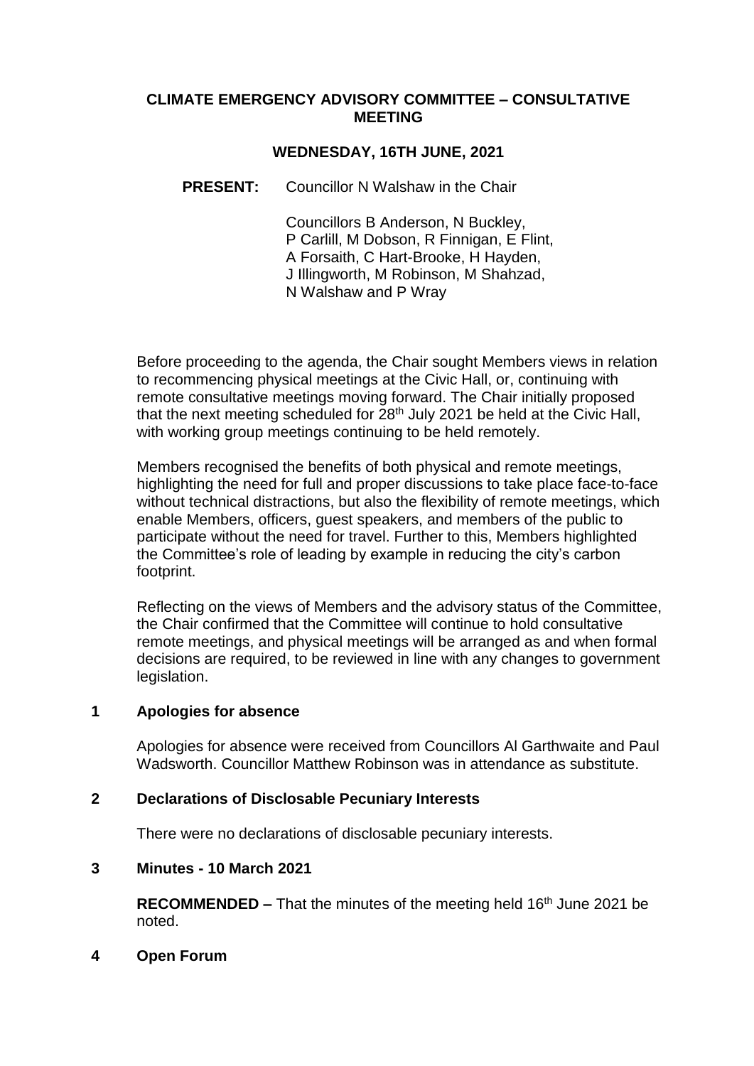# CLIMATE EMERGENCY ADVISORY COMMITTEE – CONSULTATIVE MEETING

## WEDNESDAY, 16TH JUNE, 2021

**PRESENT:** Councillor N Walshaw in the Chair

Councillors B Anderson, N Buckley, P Carlill, M Dobson, R Finnigan, E Flint, A Forsaith, C Hart-Brooke, H Hayden, J Illingworth, M Robinson, M Shahzad, N Walshaw and P Wray

Before proceeding to the agenda, the Chair sought Members views in relation to recommencing physical meetings at the Civic Hall, or, continuing with remote consultative meetings moving forward. The Chair initially proposed that the next meeting scheduled for 28th July 2021 be held at the Civic Hall, with working group meetings continuing to be held remotely.

Members recognised the benefits of both physical and remote meetings, highlighting the need for full and proper discussions to take place face-to-face without technical distractions, but also the flexibility of remote meetings, which enable Members, officers, guest speakers, and members of the public to participate without the need for travel. Further to this, Members highlighted the Committee's role of leading by example in reducing the city's carbon footprint.

Reflecting on the views of Members and the advisory status of the Committee, the Chair confirmed that the Committee will continue to hold consultative remote meetings, and physical meetings will be arranged as and when formal decisions are required, to be reviewed in line with any changes to government legislation.

### 1 Apologies for absence

Apologies for absence were received from Councillors Al Garthwaite and Paul Wadsworth. Councillor Matthew Robinson was in attendance as substitute.

### 2 Declarations of Disclosable Pecuniary Interests

There were no declarations of disclosable pecuniary interests.

### 3 Minutes - 10 March 2021

**RECOMMENDED –** That the minutes of the meeting held 16th June 2021 be noted.

### 4 Open Forum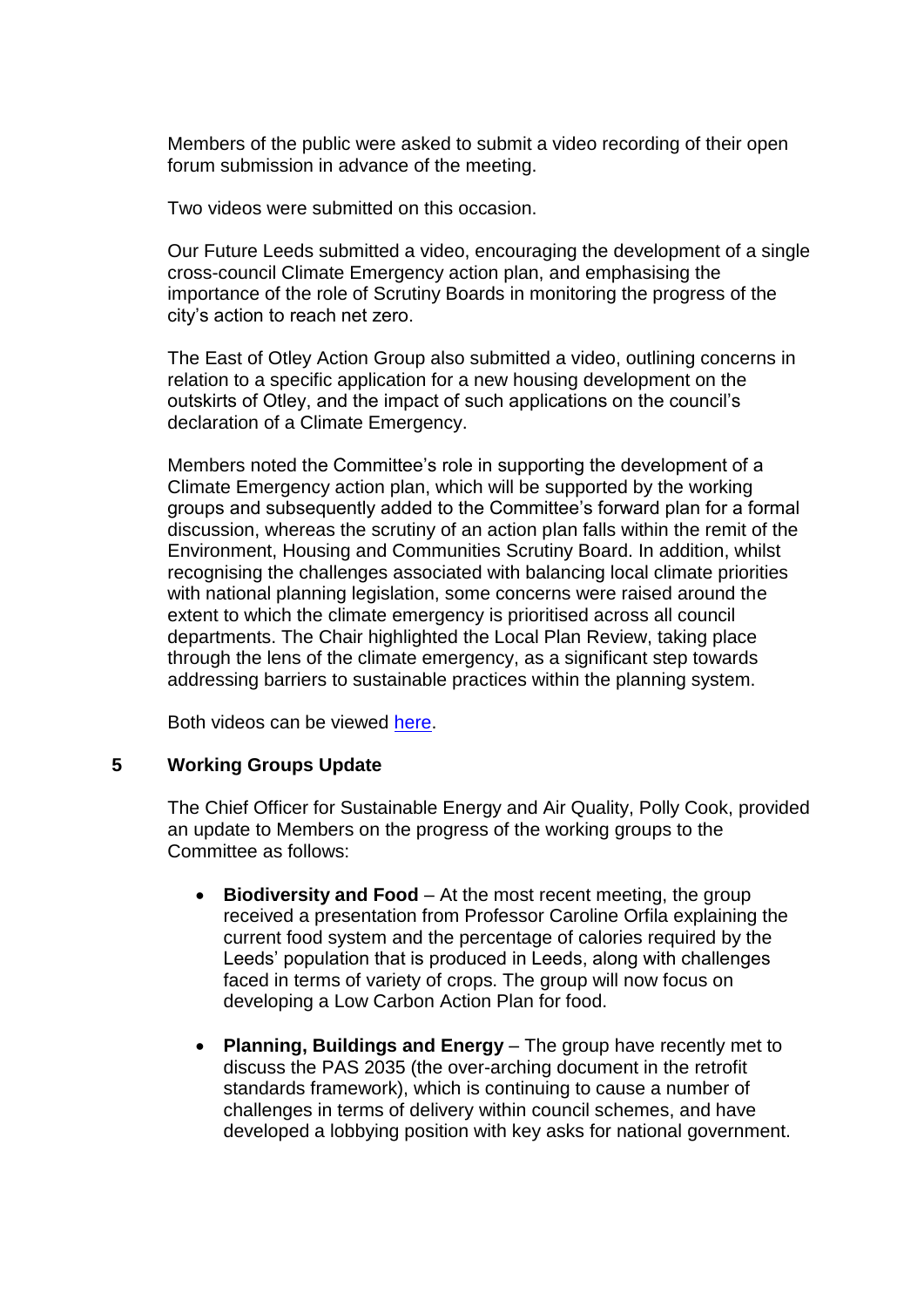Members of the public were asked to submit a video recording of their open forum submission in advance of the meeting.

Two videos were submitted on this occasion.

Our Future Leeds submitted a video, encouraging the development of a single cross-council Climate Emergency action plan, and emphasising the importance of the role of Scrutiny Boards in monitoring the progress of the city's action to reach net zero.

The East of Otley Action Group also submitted a video, outlining concerns in relation to a specific application for a new housing development on the outskirts of Otley, and the impact of such applications on the council's declaration of a Climate Emergency.

Members noted the Committee's role in supporting the development of a Climate Emergency action plan, which will be supported by the working groups and subsequently added to the Committee's forward plan for a formal discussion, whereas the scrutiny of an action plan falls within the remit of the Environment, Housing and Communities Scrutiny Board. In addition, whilst recognising the challenges associated with balancing local climate priorities with national planning legislation, some concerns were raised around the extent to which the climate emergency is prioritised across all council departments. The Chair highlighted the Local Plan Review, taking place through the lens of the climate emergency, as a significant step towards addressing barriers to sustainable practices within the planning system.

Both videos can be viewed here.

## 5 Working Groups Update

The Chief Officer for Sustainable Energy and Air Quality, Polly Cook, provided an update to Members on the progress of the working groups to the Committee as follows:

- **Biodiversity and Food** – At the most recent meeting, the group received a presentation from Professor Caroline Orfila explaining the current food system and the percentage of calories required by the Leeds' population that is produced in Leeds, along with challenges faced in terms of variety of crops. The group will now focus on developing a Low Carbon Action Plan for food.
- **Planning, Buildings and Energy** – The group have recently met to discuss the PAS 2035 (the over-arching document in the retrofit standards framework), which is continuing to cause a number of challenges in terms of delivery within council schemes, and have developed a lobbying position with key asks for national government.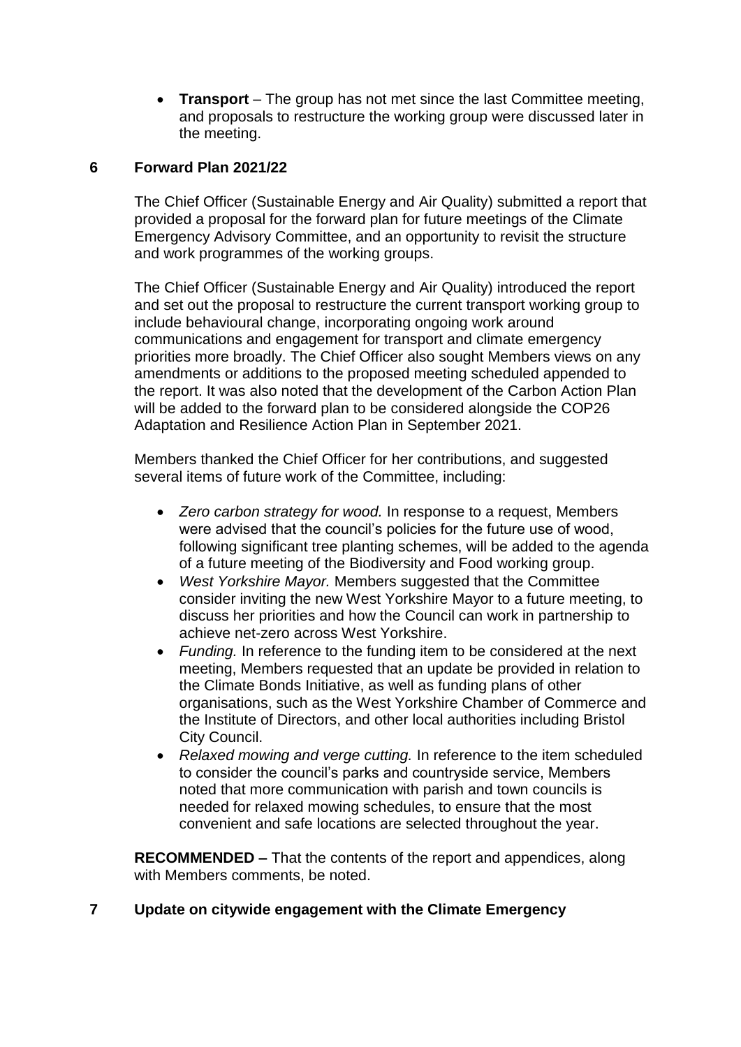- **Transport** – The group has not met since the last Committee meeting, and proposals to restructure the working group were discussed later in the meeting.

## 6 Forward Plan 2021/22

The Chief Officer (Sustainable Energy and Air Quality) submitted a report that provided a proposal for the forward plan for future meetings of the Climate Emergency Advisory Committee, and an opportunity to revisit the structure and work programmes of the working groups.

The Chief Officer (Sustainable Energy and Air Quality) introduced the report and set out the proposal to restructure the current transport working group to include behavioural change, incorporating ongoing work around communications and engagement for transport and climate emergency priorities more broadly. The Chief Officer also sought Members views on any amendments or additions to the proposed meeting scheduled appended to the report. It was also noted that the development of the Carbon Action Plan will be added to the forward plan to be considered alongside the COP26 Adaptation and Resilience Action Plan in September 2021.

Members thanked the Chief Officer for her contributions, and suggested several items of future work of the Committee, including:

- *Zero carbon strategy for wood.* In response to a request, Members were advised that the council's policies for the future use of wood, following significant tree planting schemes, will be added to the agenda of a future meeting of the Biodiversity and Food working group.
- *West Yorkshire Mayor.* Members suggested that the Committee consider inviting the new West Yorkshire Mayor to a future meeting, to discuss her priorities and how the Council can work in partnership to achieve net-zero across West Yorkshire.
- *Funding.* In reference to the funding item to be considered at the next meeting, Members requested that an update be provided in relation to the Climate Bonds Initiative, as well as funding plans of other organisations, such as the West Yorkshire Chamber of Commerce and the Institute of Directors, and other local authorities including Bristol City Council.
- *Relaxed mowing and verge cutting.* In reference to the item scheduled to consider the council's parks and countryside service, Members noted that more communication with parish and town councils is needed for relaxed mowing schedules, to ensure that the most convenient and safe locations are selected throughout the year.

**RECOMMENDED –** That the contents of the report and appendices, along with Members comments, be noted.

## 7 Update on citywide engagement with the Climate Emergency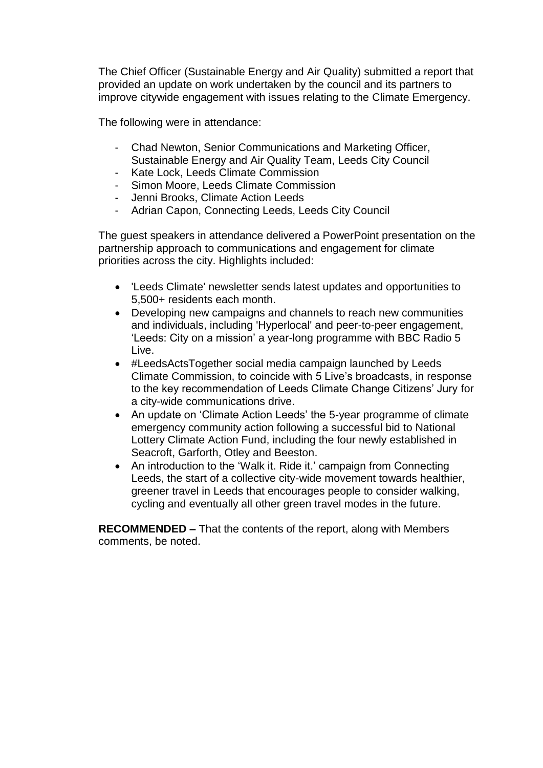The Chief Officer (Sustainable Energy and Air Quality) submitted a report that provided an update on work undertaken by the council and its partners to improve citywide engagement with issues relating to the Climate Emergency.

The following were in attendance:

- Chad Newton, Senior Communications and Marketing Officer, Sustainable Energy and Air Quality Team, Leeds City Council
- Kate Lock, Leeds Climate Commission
- Simon Moore, Leeds Climate Commission
- Jenni Brooks, Climate Action Leeds
- Adrian Capon, Connecting Leeds, Leeds City Council

The guest speakers in attendance delivered a PowerPoint presentation on the partnership approach to communications and engagement for climate priorities across the city. Highlights included:

- 'Leeds Climate' newsletter sends latest updates and opportunities to 5,500+ residents each month.
- Developing new campaigns and channels to reach new communities and individuals, including 'Hyperlocal' and peer-to-peer engagement, 'Leeds: City on a mission' a year-long programme with BBC Radio 5 Live.
- #LeedsActsTogether social media campaign launched by Leeds Climate Commission, to coincide with 5 Live's broadcasts, in response to the key recommendation of Leeds Climate Change Citizens' Jury for a city-wide communications drive.
- An update on 'Climate Action Leeds' the 5-year programme of climate emergency community action following a successful bid to National Lottery Climate Action Fund, including the four newly established in Seacroft, Garforth, Otley and Beeston.
- An introduction to the 'Walk it. Ride it.' campaign from Connecting Leeds, the start of a collective city-wide movement towards healthier, greener travel in Leeds that encourages people to consider walking, cycling and eventually all other green travel modes in the future.

**RECOMMENDED –** That the contents of the report, along with Members comments, be noted.